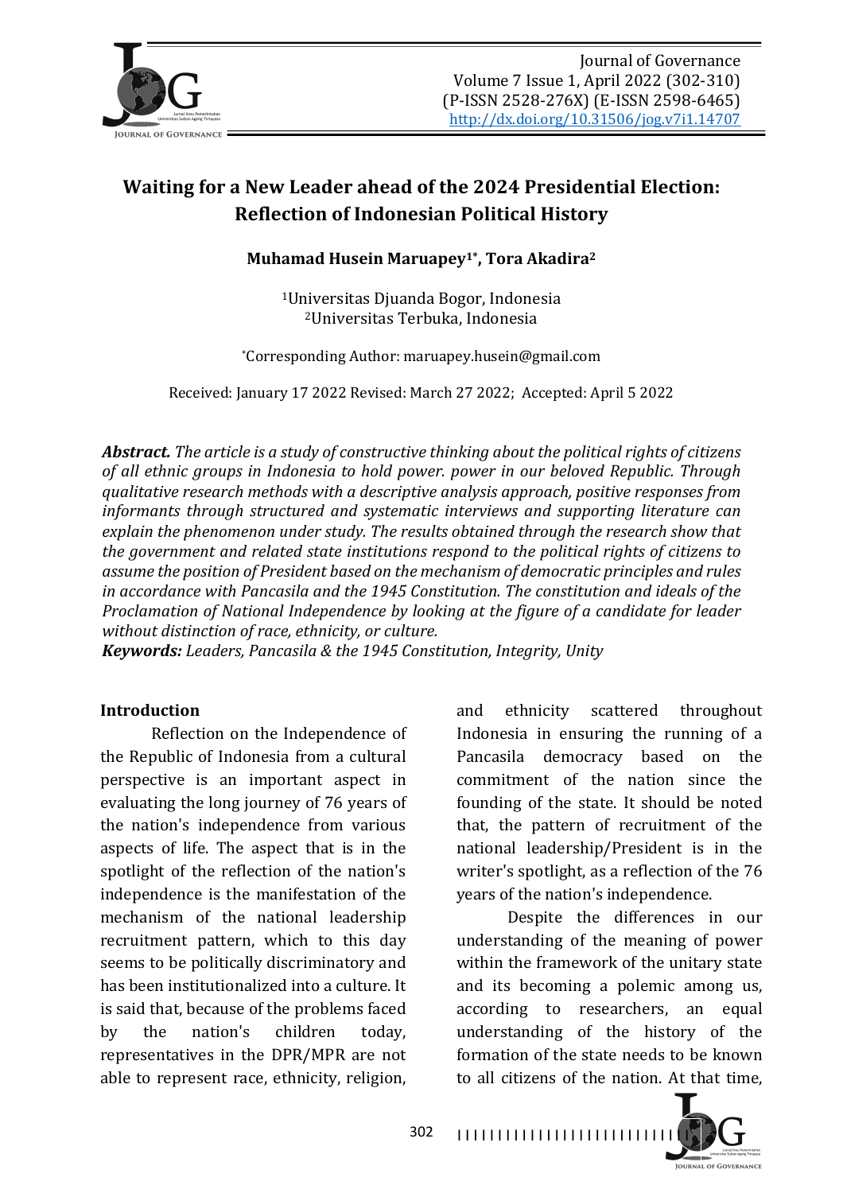# Waiting for a New Leader ahead of the 2024 Presidential Election: Reflection of Indonesian Political History

**Muhamad Husein Maruapey[1*], Tora Akadira[2]**

[1]Universitas Djuanda Bogor, Indonesia
[2]Universitas Terbuka, Indonesia

*Corresponding Author: maruapey.husein@gmail.com

Received: January 17 2022 Revised: March 27 2022; Accepted: April 5 2022

***Abstract.*** *The article is a study of constructive thinking about the political rights of citizens of all ethnic groups in Indonesia to hold power. power in our beloved Republic. Through qualitative research methods with a descriptive analysis approach, positive responses from informants through structured and systematic interviews and supporting literature can explain the phenomenon under study. The results obtained through the research show that the government and related state institutions respond to the political rights of citizens to assume the position of President based on the mechanism of democratic principles and rules in accordance with Pancasila and the 1945 Constitution. The constitution and ideals of the Proclamation of National Independence by looking at the figure of a candidate for leader without distinction of race, ethnicity, or culture.*

***Keywords:*** *Leaders, Pancasila & the 1945 Constitution, Integrity, Unity*

## Introduction

Reflection on the Independence of the Republic of Indonesia from a cultural perspective is an important aspect in evaluating the long journey of 76 years of the nation's independence from various aspects of life. The aspect that is in the spotlight of the reflection of the nation's independence is the manifestation of the mechanism of the national leadership recruitment pattern, which to this day seems to be politically discriminatory and has been institutionalized into a culture. It is said that, because of the problems faced by the nation's children today, representatives in the DPR/MPR are not able to represent race, ethnicity, religion, and ethnicity scattered throughout Indonesia in ensuring the running of a Pancasila democracy based on the commitment of the nation since the founding of the state. It should be noted that, the pattern of recruitment of the national leadership/President is in the writer's spotlight, as a reflection of the 76 years of the nation's independence.

Despite the differences in our understanding of the meaning of power within the framework of the unitary state and its becoming a polemic among us, according to researchers, an equal understanding of the history of the formation of the state needs to be known to all citizens of the nation. At that time,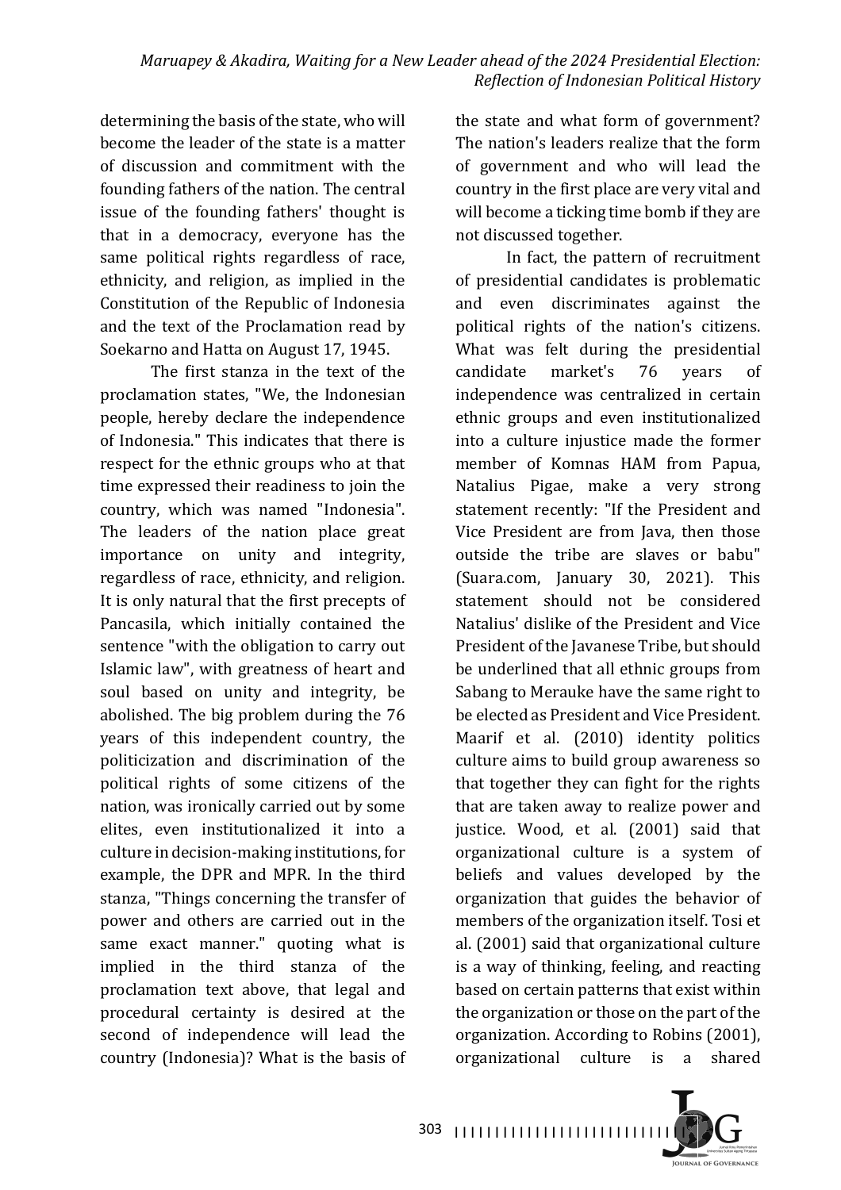determining the basis of the state, who will become the leader of the state is a matter of discussion and commitment with the founding fathers of the nation. The central issue of the founding fathers' thought is that in a democracy, everyone has the same political rights regardless of race, ethnicity, and religion, as implied in the Constitution of the Republic of Indonesia and the text of the Proclamation read by Soekarno and Hatta on August 17, 1945.

The first stanza in the text of the proclamation states, "We, the Indonesian people, hereby declare the independence of Indonesia." This indicates that there is respect for the ethnic groups who at that time expressed their readiness to join the country, which was named "Indonesia". The leaders of the nation place great importance on unity and integrity, regardless of race, ethnicity, and religion. It is only natural that the first precepts of Pancasila, which initially contained the sentence "with the obligation to carry out Islamic law", with greatness of heart and soul based on unity and integrity, be abolished. The big problem during the 76 years of this independent country, the politicization and discrimination of the political rights of some citizens of the nation, was ironically carried out by some elites, even institutionalized it into a culture in decision-making institutions, for example, the DPR and MPR. In the third stanza, "Things concerning the transfer of power and others are carried out in the same exact manner." quoting what is implied in the third stanza of the proclamation text above, that legal and procedural certainty is desired at the second of independence will lead the country (Indonesia)? What is the basis of the state and what form of government? The nation's leaders realize that the form of government and who will lead the country in the first place are very vital and will become a ticking time bomb if they are not discussed together.

In fact, the pattern of recruitment of presidential candidates is problematic and even discriminates against the political rights of the nation's citizens. What was felt during the presidential candidate market's 76 years of independence was centralized in certain ethnic groups and even institutionalized into a culture injustice made the former member of Komnas HAM from Papua, Natalius Pigae, make a very strong statement recently: "If the President and Vice President are from Java, then those outside the tribe are slaves or babu" (Suara.com, January 30, 2021). This statement should not be considered Natalius' dislike of the President and Vice President of the Javanese Tribe, but should be underlined that all ethnic groups from Sabang to Merauke have the same right to be elected as President and Vice President. Maarif et al. (2010) identity politics culture aims to build group awareness so that together they can fight for the rights that are taken away to realize power and justice. Wood, et al. (2001) said that organizational culture is a system of beliefs and values developed by the organization that guides the behavior of members of the organization itself. Tosi et al. (2001) said that organizational culture is a way of thinking, feeling, and reacting based on certain patterns that exist within the organization or those on the part of the organization. According to Robins (2001), organizational culture is a shared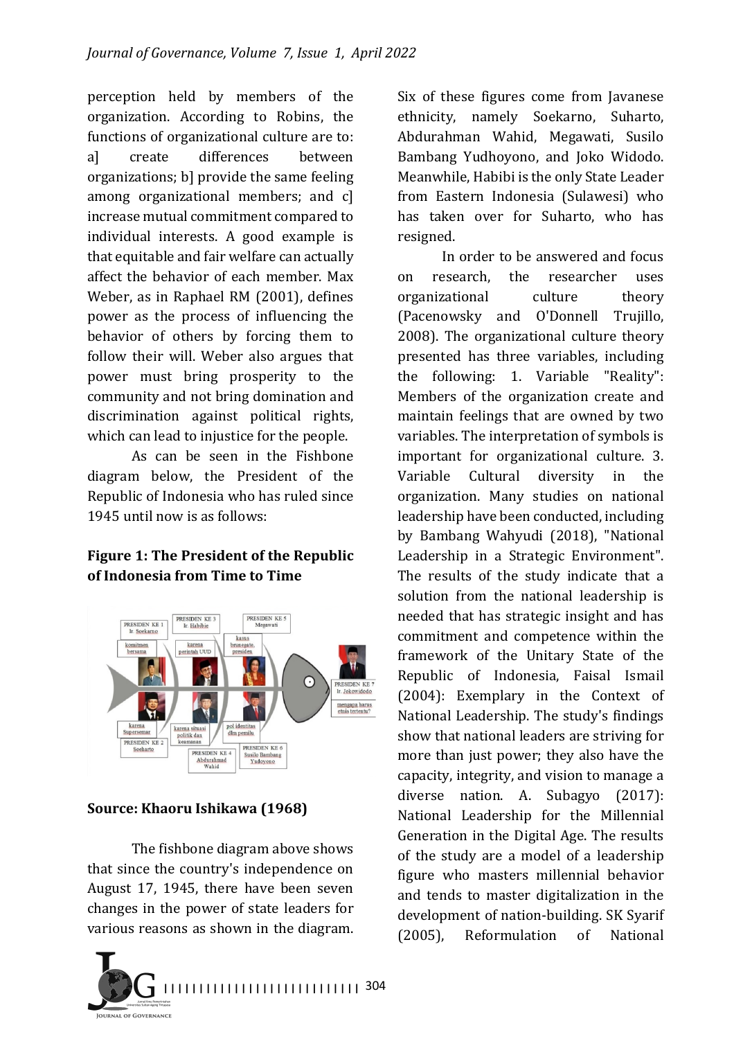perception held by members of the organization. According to Robins, the functions of organizational culture are to: a] create differences between organizations; b] provide the same feeling among organizational members; and c] increase mutual commitment compared to individual interests. A good example is that equitable and fair welfare can actually affect the behavior of each member. Max Weber, as in Raphael RM (2001), defines power as the process of influencing the behavior of others by forcing them to follow their will. Weber also argues that power must bring prosperity to the community and not bring domination and discrimination against political rights, which can lead to injustice for the people.

As can be seen in the Fishbone diagram below, the President of the Republic of Indonesia who has ruled since 1945 until now is as follows:

**Figure 1: The President of the Republic of Indonesia from Time to Time**

**Source: Khaoru Ishikawa (1968)**

The fishbone diagram above shows that since the country's independence on August 17, 1945, there have been seven changes in the power of state leaders for various reasons as shown in the diagram. Six of these figures come from Javanese ethnicity, namely Soekarno, Suharto, Abdurahman Wahid, Megawati, Susilo Bambang Yudhoyono, and Joko Widodo. Meanwhile, Habibi is the only State Leader from Eastern Indonesia (Sulawesi) who has taken over for Suharto, who has resigned.

In order to be answered and focus on research, the researcher uses organizational culture theory (Pacenowsky and O'Donnell Trujillo, 2008). The organizational culture theory presented has three variables, including the following: 1. Variable "Reality": Members of the organization create and maintain feelings that are owned by two variables. The interpretation of symbols is important for organizational culture. 3. Variable Cultural diversity in the organization. Many studies on national leadership have been conducted, including by Bambang Wahyudi (2018), "National Leadership in a Strategic Environment". The results of the study indicate that a solution from the national leadership is needed that has strategic insight and has commitment and competence within the framework of the Unitary State of the Republic of Indonesia, Faisal Ismail (2004): Exemplary in the Context of National Leadership. The study's findings show that national leaders are striving for more than just power; they also have the capacity, integrity, and vision to manage a diverse nation. A. Subagyo (2017): National Leadership for the Millennial Generation in the Digital Age. The results of the study are a model of a leadership figure who masters millennial behavior and tends to master digitalization in the development of nation-building. SK Syarif (2005), Reformulation of National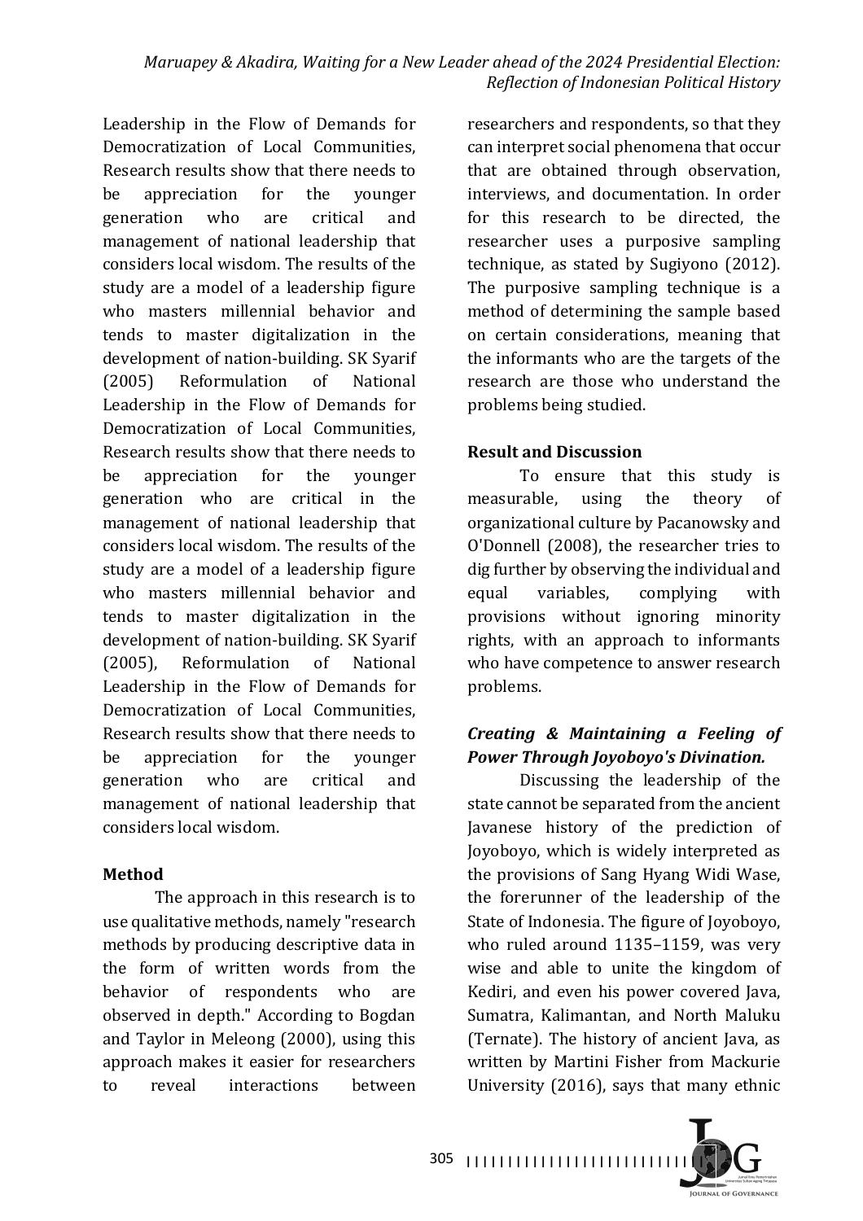Leadership in the Flow of Demands for Democratization of Local Communities, Research results show that there needs to be appreciation for the younger generation who are critical and management of national leadership that considers local wisdom. The results of the study are a model of a leadership figure who masters millennial behavior and tends to master digitalization in the development of nation-building. SK Syarif (2005) Reformulation of National Leadership in the Flow of Demands for Democratization of Local Communities, Research results show that there needs to be appreciation for the younger generation who are critical in the management of national leadership that considers local wisdom. The results of the study are a model of a leadership figure who masters millennial behavior and tends to master digitalization in the development of nation-building. SK Syarif (2005), Reformulation of National Leadership in the Flow of Demands for Democratization of Local Communities, Research results show that there needs to be appreciation for the younger generation who are critical and management of national leadership that considers local wisdom.

## Method

The approach in this research is to use qualitative methods, namely "research methods by producing descriptive data in the form of written words from the behavior of respondents who are observed in depth." According to Bogdan and Taylor in Meleong (2000), using this approach makes it easier for researchers to reveal interactions between researchers and respondents, so that they can interpret social phenomena that occur that are obtained through observation, interviews, and documentation. In order for this research to be directed, the researcher uses a purposive sampling technique, as stated by Sugiyono (2012). The purposive sampling technique is a method of determining the sample based on certain considerations, meaning that the informants who are the targets of the research are those who understand the problems being studied.

## Result and Discussion

To ensure that this study is measurable, using the theory of organizational culture by Pacanowsky and O'Donnell (2008), the researcher tries to dig further by observing the individual and equal variables, complying with provisions without ignoring minority rights, with an approach to informants who have competence to answer research problems.

### *Creating & Maintaining a Feeling of Power Through Joyoboyo's Divination.*

Discussing the leadership of the state cannot be separated from the ancient Javanese history of the prediction of Joyoboyo, which is widely interpreted as the provisions of Sang Hyang Widi Wase, the forerunner of the leadership of the State of Indonesia. The figure of Joyoboyo, who ruled around 1135–1159, was very wise and able to unite the kingdom of Kediri, and even his power covered Java, Sumatra, Kalimantan, and North Maluku (Ternate). The history of ancient Java, as written by Martini Fisher from Mackurie University (2016), says that many ethnic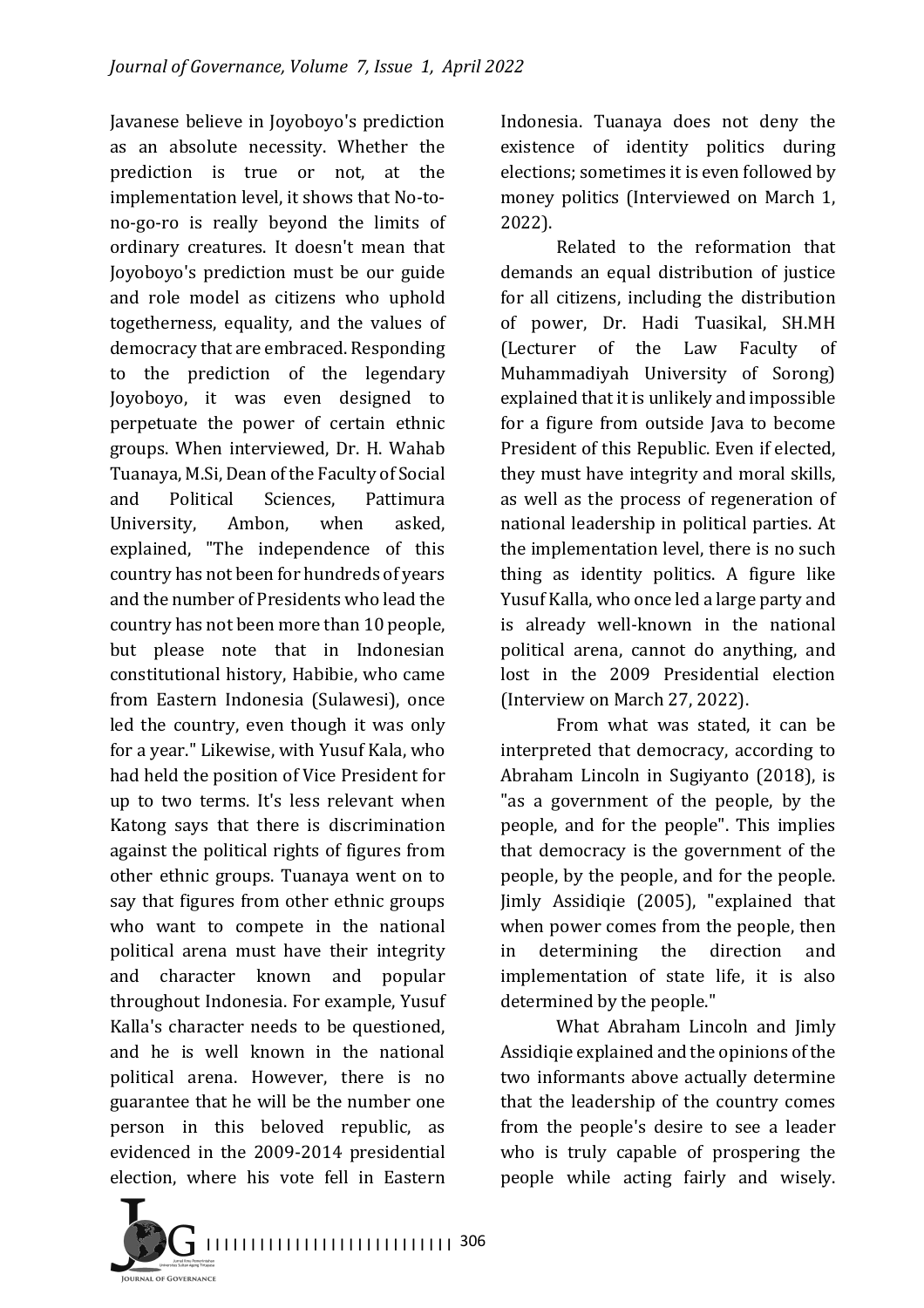Javanese believe in Joyoboyo's prediction as an absolute necessity. Whether the prediction is true or not, at the implementation level, it shows that No-to-no-go-ro is really beyond the limits of ordinary creatures. It doesn't mean that Joyoboyo's prediction must be our guide and role model as citizens who uphold togetherness, equality, and the values of democracy that are embraced. Responding to the prediction of the legendary Joyoboyo, it was even designed to perpetuate the power of certain ethnic groups. When interviewed, Dr. H. Wahab Tuanaya, M.Si, Dean of the Faculty of Social and Political Sciences, Pattimura University, Ambon, when asked, explained, "The independence of this country has not been for hundreds of years and the number of Presidents who lead the country has not been more than 10 people, but please note that in Indonesian constitutional history, Habibie, who came from Eastern Indonesia (Sulawesi), once led the country, even though it was only for a year." Likewise, with Yusuf Kala, who had held the position of Vice President for up to two terms. It's less relevant when Katong says that there is discrimination against the political rights of figures from other ethnic groups. Tuanaya went on to say that figures from other ethnic groups who want to compete in the national political arena must have their integrity and character known and popular throughout Indonesia. For example, Yusuf Kalla's character needs to be questioned, and he is well known in the national political arena. However, there is no guarantee that he will be the number one person in this beloved republic, as evidenced in the 2009-2014 presidential election, where his vote fell in Eastern Indonesia. Tuanaya does not deny the existence of identity politics during elections; sometimes it is even followed by money politics (Interviewed on March 1, 2022).

Related to the reformation that demands an equal distribution of justice for all citizens, including the distribution of power, Dr. Hadi Tuasikal, SH.MH (Lecturer of the Law Faculty of Muhammadiyah University of Sorong) explained that it is unlikely and impossible for a figure from outside Java to become President of this Republic. Even if elected, they must have integrity and moral skills, as well as the process of regeneration of national leadership in political parties. At the implementation level, there is no such thing as identity politics. A figure like Yusuf Kalla, who once led a large party and is already well-known in the national political arena, cannot do anything, and lost in the 2009 Presidential election (Interview on March 27, 2022).

From what was stated, it can be interpreted that democracy, according to Abraham Lincoln in Sugiyanto (2018), is "as a government of the people, by the people, and for the people". This implies that democracy is the government of the people, by the people, and for the people. Jimly Assidiqie (2005), "explained that when power comes from the people, then in determining the direction and implementation of state life, it is also determined by the people."

What Abraham Lincoln and Jimly Assidiqie explained and the opinions of the two informants above actually determine that the leadership of the country comes from the people's desire to see a leader who is truly capable of prospering the people while acting fairly and wisely.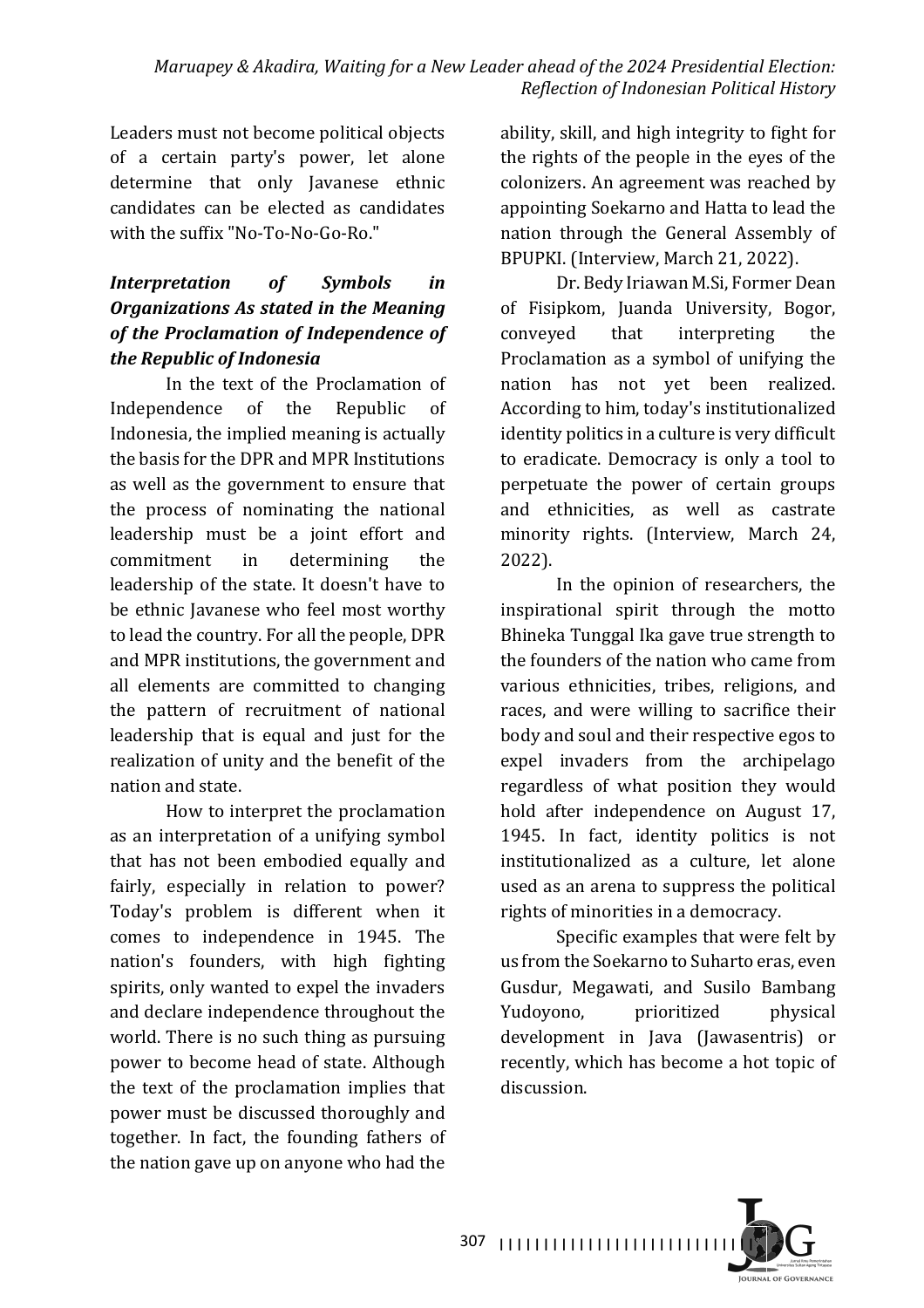Leaders must not become political objects of a certain party's power, let alone determine that only Javanese ethnic candidates can be elected as candidates with the suffix "No-To-No-Go-Ro."

### *Interpretation of Symbols in Organizations As stated in the Meaning of the Proclamation of Independence of the Republic of Indonesia*

In the text of the Proclamation of Independence of the Republic of Indonesia, the implied meaning is actually the basis for the DPR and MPR Institutions as well as the government to ensure that the process of nominating the national leadership must be a joint effort and commitment in determining the leadership of the state. It doesn't have to be ethnic Javanese who feel most worthy to lead the country. For all the people, DPR and MPR institutions, the government and all elements are committed to changing the pattern of recruitment of national leadership that is equal and just for the realization of unity and the benefit of the nation and state.

How to interpret the proclamation as an interpretation of a unifying symbol that has not been embodied equally and fairly, especially in relation to power? Today's problem is different when it comes to independence in 1945. The nation's founders, with high fighting spirits, only wanted to expel the invaders and declare independence throughout the world. There is no such thing as pursuing power to become head of state. Although the text of the proclamation implies that power must be discussed thoroughly and together. In fact, the founding fathers of the nation gave up on anyone who had the ability, skill, and high integrity to fight for the rights of the people in the eyes of the colonizers. An agreement was reached by appointing Soekarno and Hatta to lead the nation through the General Assembly of BPUPKI. (Interview, March 21, 2022).

Dr. Bedy Iriawan M.Si, Former Dean of Fisipkom, Juanda University, Bogor, conveyed that interpreting the Proclamation as a symbol of unifying the nation has not yet been realized. According to him, today's institutionalized identity politics in a culture is very difficult to eradicate. Democracy is only a tool to perpetuate the power of certain groups and ethnicities, as well as castrate minority rights. (Interview, March 24, 2022).

In the opinion of researchers, the inspirational spirit through the motto Bhineka Tunggal Ika gave true strength to the founders of the nation who came from various ethnicities, tribes, religions, and races, and were willing to sacrifice their body and soul and their respective egos to expel invaders from the archipelago regardless of what position they would hold after independence on August 17, 1945. In fact, identity politics is not institutionalized as a culture, let alone used as an arena to suppress the political rights of minorities in a democracy.

Specific examples that were felt by us from the Soekarno to Suharto eras, even Gusdur, Megawati, and Susilo Bambang Yudoyono, prioritized physical development in Java (Jawasentris) or recently, which has become a hot topic of discussion.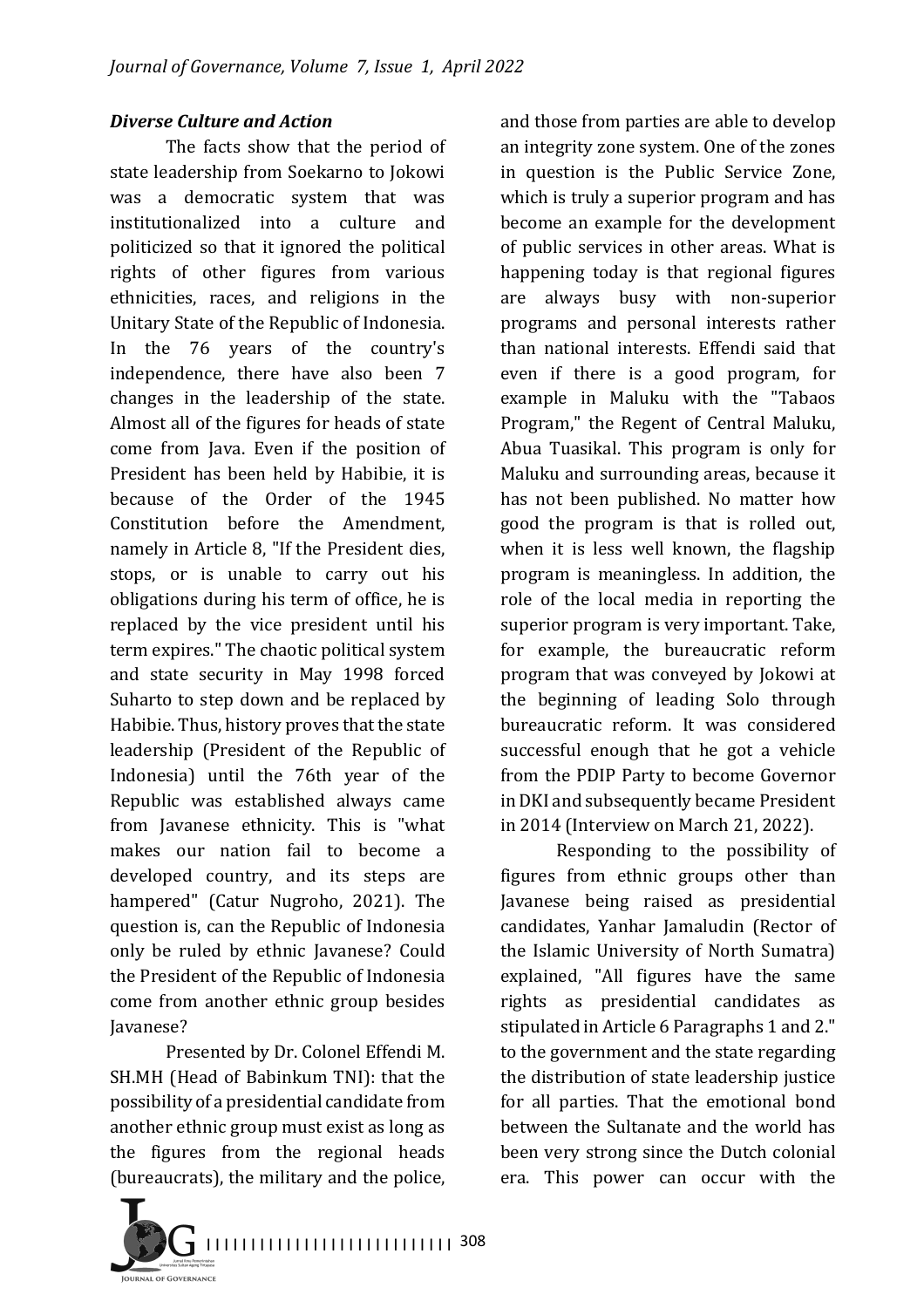### *Diverse Culture and Action*

The facts show that the period of state leadership from Soekarno to Jokowi was a democratic system that was institutionalized into a culture and politicized so that it ignored the political rights of other figures from various ethnicities, races, and religions in the Unitary State of the Republic of Indonesia. In the 76 years of the country's independence, there have also been 7 changes in the leadership of the state. Almost all of the figures for heads of state come from Java. Even if the position of President has been held by Habibie, it is because of the Order of the 1945 Constitution before the Amendment, namely in Article 8, "If the President dies, stops, or is unable to carry out his obligations during his term of office, he is replaced by the vice president until his term expires." The chaotic political system and state security in May 1998 forced Suharto to step down and be replaced by Habibie. Thus, history proves that the state leadership (President of the Republic of Indonesia) until the 76th year of the Republic was established always came from Javanese ethnicity. This is "what makes our nation fail to become a developed country, and its steps are hampered" (Catur Nugroho, 2021). The question is, can the Republic of Indonesia only be ruled by ethnic Javanese? Could the President of the Republic of Indonesia come from another ethnic group besides Javanese?

Presented by Dr. Colonel Effendi M. SH.MH (Head of Babinkum TNI): that the possibility of a presidential candidate from another ethnic group must exist as long as the figures from the regional heads (bureaucrats), the military and the police, and those from parties are able to develop an integrity zone system. One of the zones in question is the Public Service Zone, which is truly a superior program and has become an example for the development of public services in other areas. What is happening today is that regional figures are always busy with non-superior programs and personal interests rather than national interests. Effendi said that even if there is a good program, for example in Maluku with the "Tabaos Program," the Regent of Central Maluku, Abua Tuasikal. This program is only for Maluku and surrounding areas, because it has not been published. No matter how good the program is that is rolled out, when it is less well known, the flagship program is meaningless. In addition, the role of the local media in reporting the superior program is very important. Take, for example, the bureaucratic reform program that was conveyed by Jokowi at the beginning of leading Solo through bureaucratic reform. It was considered successful enough that he got a vehicle from the PDIP Party to become Governor in DKI and subsequently became President in 2014 (Interview on March 21, 2022).

Responding to the possibility of figures from ethnic groups other than Javanese being raised as presidential candidates, Yanhar Jamaludin (Rector of the Islamic University of North Sumatra) explained, "All figures have the same rights as presidential candidates as stipulated in Article 6 Paragraphs 1 and 2." to the government and the state regarding the distribution of state leadership justice for all parties. That the emotional bond between the Sultanate and the world has been very strong since the Dutch colonial era. This power can occur with the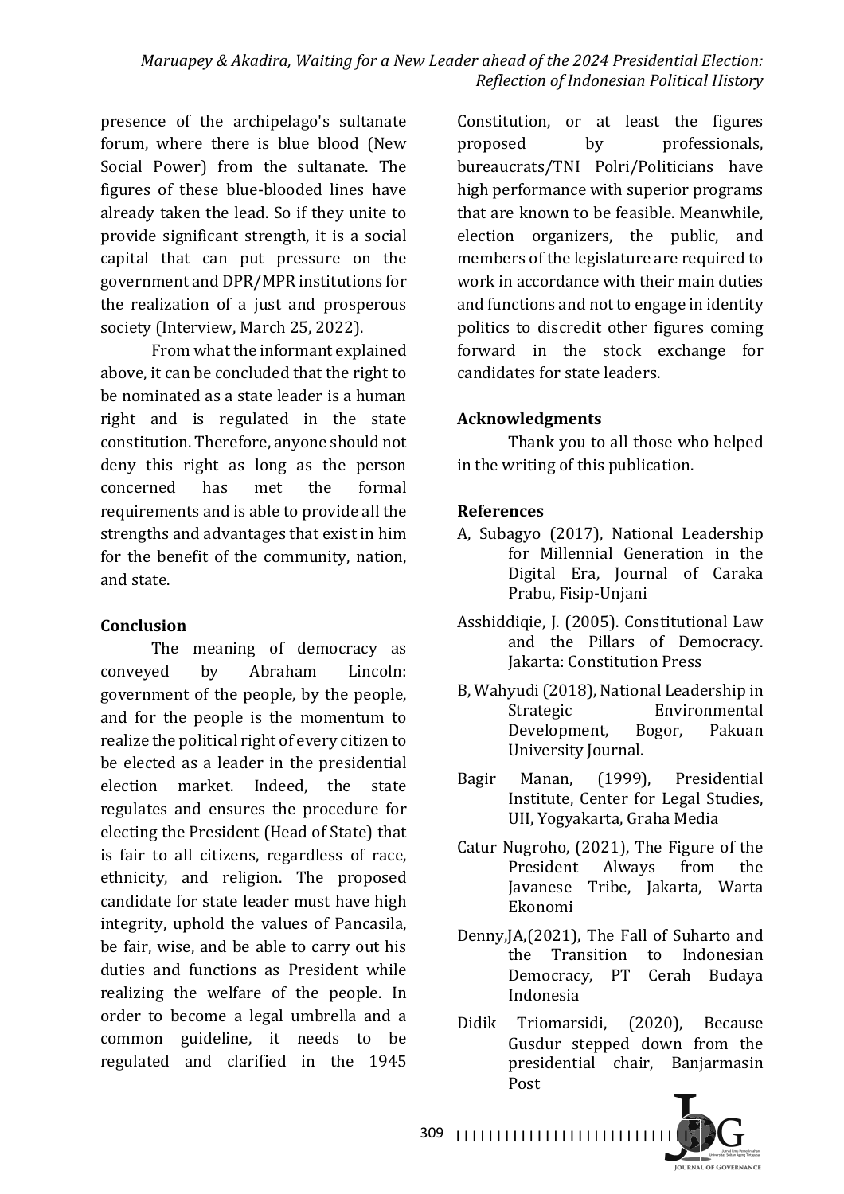presence of the archipelago's sultanate forum, where there is blue blood (New Social Power) from the sultanate. The figures of these blue-blooded lines have already taken the lead. So if they unite to provide significant strength, it is a social capital that can put pressure on the government and DPR/MPR institutions for the realization of a just and prosperous society (Interview, March 25, 2022).

From what the informant explained above, it can be concluded that the right to be nominated as a state leader is a human right and is regulated in the state constitution. Therefore, anyone should not deny this right as long as the person concerned has met the formal requirements and is able to provide all the strengths and advantages that exist in him for the benefit of the community, nation, and state.

## Conclusion

The meaning of democracy as conveyed by Abraham Lincoln: government of the people, by the people, and for the people is the momentum to realize the political right of every citizen to be elected as a leader in the presidential election market. Indeed, the state regulates and ensures the procedure for electing the President (Head of State) that is fair to all citizens, regardless of race, ethnicity, and religion. The proposed candidate for state leader must have high integrity, uphold the values of Pancasila, be fair, wise, and be able to carry out his duties and functions as President while realizing the welfare of the people. In order to become a legal umbrella and a common guideline, it needs to be regulated and clarified in the 1945 Constitution, or at least the figures proposed by professionals, bureaucrats/TNI Polri/Politicians have high performance with superior programs that are known to be feasible. Meanwhile, election organizers, the public, and members of the legislature are required to work in accordance with their main duties and functions and not to engage in identity politics to discredit other figures coming forward in the stock exchange for candidates for state leaders.

## Acknowledgments

Thank you to all those who helped in the writing of this publication.

## References

A, Subagyo (2017), National Leadership for Millennial Generation in the Digital Era, Journal of Caraka Prabu, Fisip-Unjani

Asshiddiqie, J. (2005). Constitutional Law and the Pillars of Democracy. Jakarta: Constitution Press

B, Wahyudi (2018), National Leadership in Strategic Environmental Development, Bogor, Pakuan University Journal.

Bagir Manan, (1999), Presidential Institute, Center for Legal Studies, UII, Yogyakarta, Graha Media

Catur Nugroho, (2021), The Figure of the President Always from the Javanese Tribe, Jakarta, Warta Ekonomi

Denny,JA,(2021), The Fall of Suharto and the Transition to Indonesian Democracy, PT Cerah Budaya Indonesia

Didik Triomarsidi, (2020), Because Gusdur stepped down from the presidential chair, Banjarmasin Post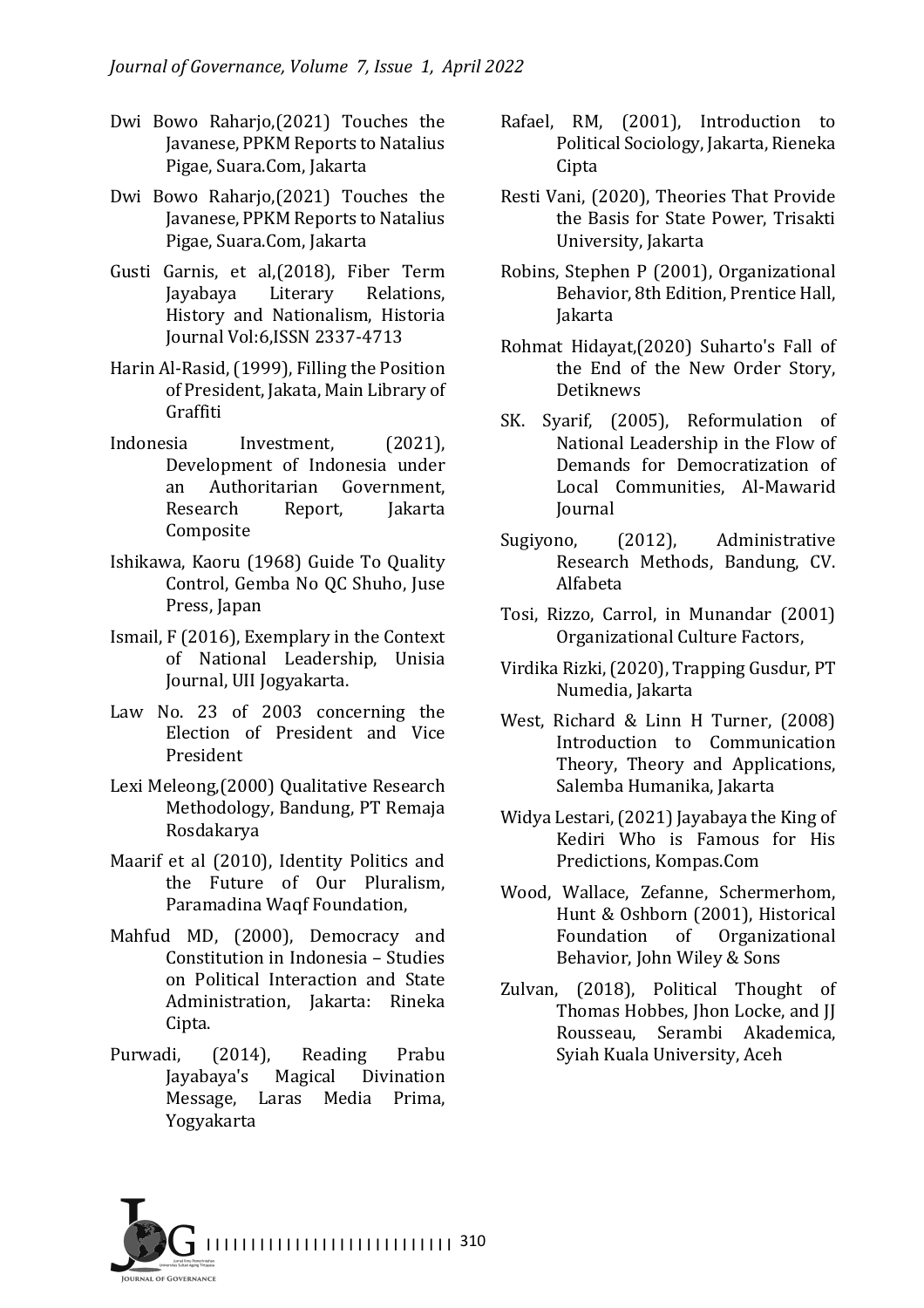Dwi Bowo Raharjo,(2021) Touches the Javanese, PPKM Reports to Natalius Pigae, Suara.Com, Jakarta

Dwi Bowo Raharjo,(2021) Touches the Javanese, PPKM Reports to Natalius Pigae, Suara.Com, Jakarta

Gusti Garnis, et al,(2018), Fiber Term Jayabaya Literary Relations, History and Nationalism, Historia Journal Vol:6,ISSN 2337-4713

Harin Al-Rasid, (1999), Filling the Position of President, Jakata, Main Library of Graffiti

Indonesia Investment, (2021), Development of Indonesia under an Authoritarian Government, Research Report, Jakarta Composite

Ishikawa, Kaoru (1968) Guide To Quality Control, Gemba No QC Shuho, Juse Press, Japan

Ismail, F (2016), Exemplary in the Context of National Leadership, Unisia Journal, UII Jogyakarta.

Law No. 23 of 2003 concerning the Election of President and Vice President

Lexi Meleong,(2000) Qualitative Research Methodology, Bandung, PT Remaja Rosdakarya

Maarif et al (2010), Identity Politics and the Future of Our Pluralism, Paramadina Waqf Foundation,

Mahfud MD, (2000), Democracy and Constitution in Indonesia – Studies on Political Interaction and State Administration, Jakarta: Rineka Cipta.

Purwadi, (2014), Reading Prabu Jayabaya's Magical Divination Message, Laras Media Prima, Yogyakarta

Rafael, RM, (2001), Introduction to Political Sociology, Jakarta, Rieneka Cipta

Resti Vani, (2020), Theories That Provide the Basis for State Power, Trisakti University, Jakarta

Robins, Stephen P (2001), Organizational Behavior, 8th Edition, Prentice Hall, Jakarta

Rohmat Hidayat,(2020) Suharto's Fall of the End of the New Order Story, Detiknews

SK. Syarif, (2005), Reformulation of National Leadership in the Flow of Demands for Democratization of Local Communities, Al-Mawarid Journal

Sugiyono, (2012), Administrative Research Methods, Bandung, CV. Alfabeta

Tosi, Rizzo, Carrol, in Munandar (2001) Organizational Culture Factors,

Virdika Rizki, (2020), Trapping Gusdur, PT Numedia, Jakarta

West, Richard & Linn H Turner, (2008) Introduction to Communication Theory, Theory and Applications, Salemba Humanika, Jakarta

Widya Lestari, (2021) Jayabaya the King of Kediri Who is Famous for His Predictions, Kompas.Com

Wood, Wallace, Zefanne, Schermerhom, Hunt & Oshborn (2001), Historical Foundation of Organizational Behavior, John Wiley & Sons

Zulvan, (2018), Political Thought of Thomas Hobbes, Jhon Locke, and JJ Rousseau, Serambi Akademica, Syiah Kuala University, Aceh